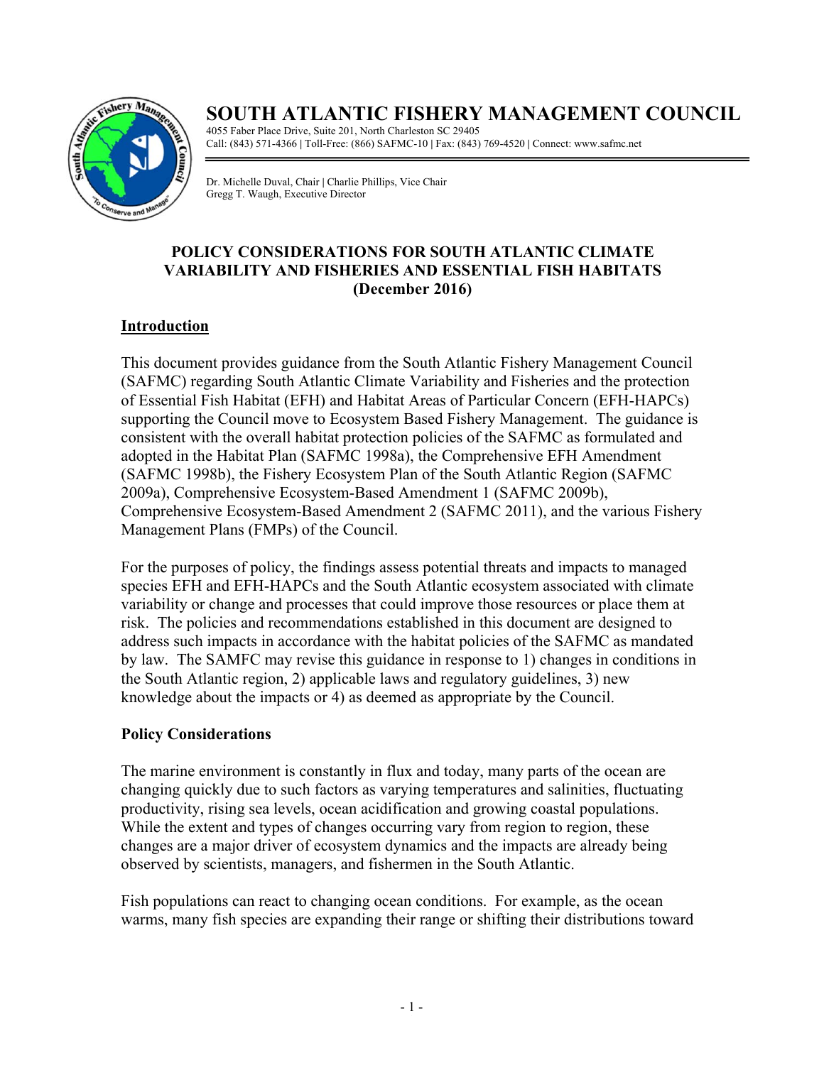# SOUTH ATLANTIC FISHERY MANAGEMENT COUNCIL

4055 Faber Place Drive, Suite 201, North Charleston SC 29405
Call: (843) 571-4366 | Toll-Free: (866) SAFMC-10 | Fax: (843) 769-4520 | Connect: www.safmc.net

Dr. Michelle Duval, Chair | Charlie Phillips, Vice Chair
Gregg T. Waugh, Executive Director

## POLICY CONSIDERATIONS FOR SOUTH ATLANTIC CLIMATE VARIABILITY AND FISHERIES AND ESSENTIAL FISH HABITATS (December 2016)

### Introduction

This document provides guidance from the South Atlantic Fishery Management Council (SAFMC) regarding South Atlantic Climate Variability and Fisheries and the protection of Essential Fish Habitat (EFH) and Habitat Areas of Particular Concern (EFH-HAPCs) supporting the Council move to Ecosystem Based Fishery Management. The guidance is consistent with the overall habitat protection policies of the SAFMC as formulated and adopted in the Habitat Plan (SAFMC 1998a), the Comprehensive EFH Amendment (SAFMC 1998b), the Fishery Ecosystem Plan of the South Atlantic Region (SAFMC 2009a), Comprehensive Ecosystem-Based Amendment 1 (SAFMC 2009b), Comprehensive Ecosystem-Based Amendment 2 (SAFMC 2011), and the various Fishery Management Plans (FMPs) of the Council.

For the purposes of policy, the findings assess potential threats and impacts to managed species EFH and EFH-HAPCs and the South Atlantic ecosystem associated with climate variability or change and processes that could improve those resources or place them at risk. The policies and recommendations established in this document are designed to address such impacts in accordance with the habitat policies of the SAFMC as mandated by law. The SAMFC may revise this guidance in response to 1) changes in conditions in the South Atlantic region, 2) applicable laws and regulatory guidelines, 3) new knowledge about the impacts or 4) as deemed as appropriate by the Council.

### Policy Considerations

The marine environment is constantly in flux and today, many parts of the ocean are changing quickly due to such factors as varying temperatures and salinities, fluctuating productivity, rising sea levels, ocean acidification and growing coastal populations. While the extent and types of changes occurring vary from region to region, these changes are a major driver of ecosystem dynamics and the impacts are already being observed by scientists, managers, and fishermen in the South Atlantic.

Fish populations can react to changing ocean conditions. For example, as the ocean warms, many fish species are expanding their range or shifting their distributions toward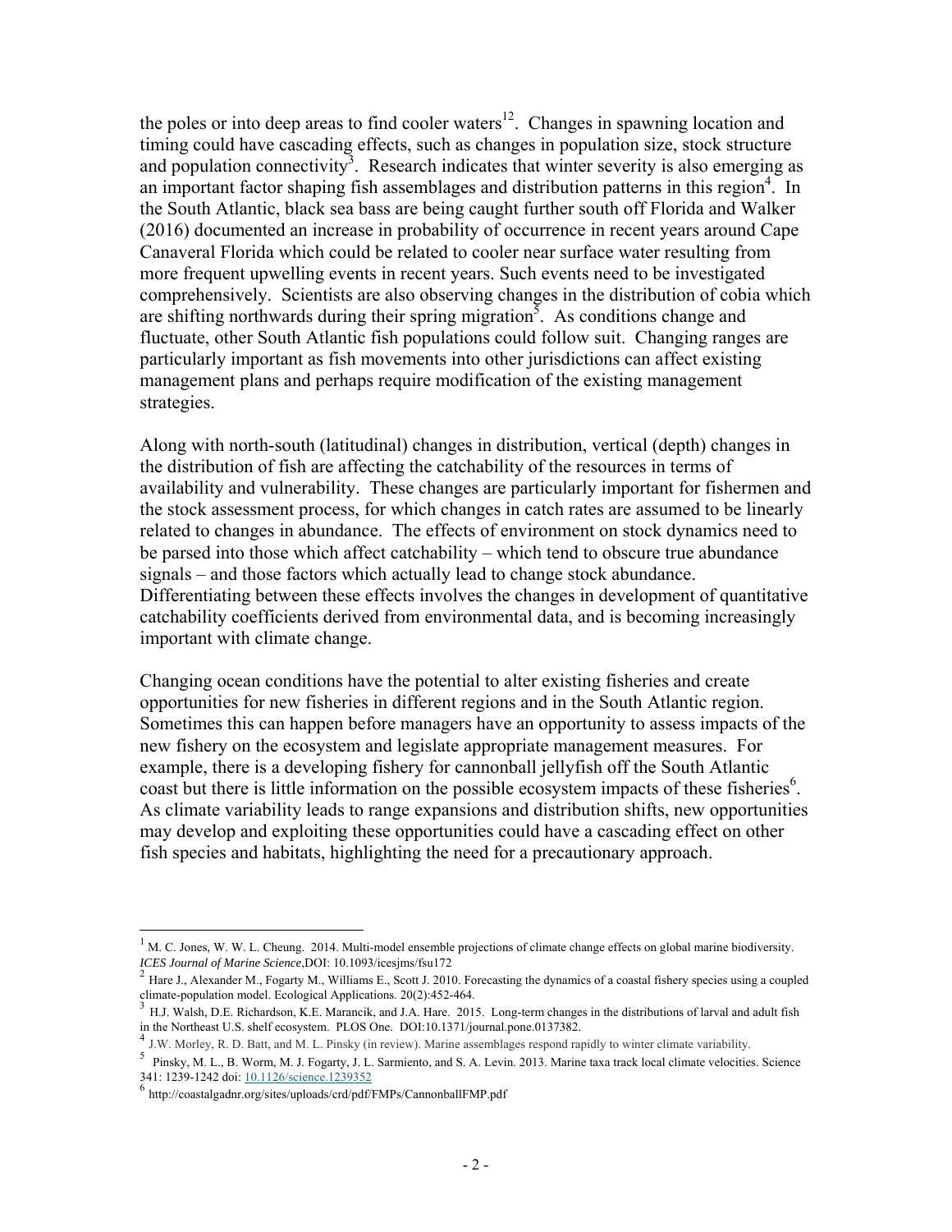the poles or into deep areas to find cooler waters[12]. Changes in spawning location and timing could have cascading effects, such as changes in population size, stock structure and population connectivity[3]. Research indicates that winter severity is also emerging as an important factor shaping fish assemblages and distribution patterns in this region[4]. In the South Atlantic, black sea bass are being caught further south off Florida and Walker (2016) documented an increase in probability of occurrence in recent years around Cape Canaveral Florida which could be related to cooler near surface water resulting from more frequent upwelling events in recent years. Such events need to be investigated comprehensively. Scientists are also observing changes in the distribution of cobia which are shifting northwards during their spring migration[5]. As conditions change and fluctuate, other South Atlantic fish populations could follow suit. Changing ranges are particularly important as fish movements into other jurisdictions can affect existing management plans and perhaps require modification of the existing management strategies.

Along with north-south (latitudinal) changes in distribution, vertical (depth) changes in the distribution of fish are affecting the catchability of the resources in terms of availability and vulnerability. These changes are particularly important for fishermen and the stock assessment process, for which changes in catch rates are assumed to be linearly related to changes in abundance. The effects of environment on stock dynamics need to be parsed into those which affect catchability – which tend to obscure true abundance signals – and those factors which actually lead to change stock abundance. Differentiating between these effects involves the changes in development of quantitative catchability coefficients derived from environmental data, and is becoming increasingly important with climate change.

Changing ocean conditions have the potential to alter existing fisheries and create opportunities for new fisheries in different regions and in the South Atlantic region. Sometimes this can happen before managers have an opportunity to assess impacts of the new fishery on the ecosystem and legislate appropriate management measures. For example, there is a developing fishery for cannonball jellyfish off the South Atlantic coast but there is little information on the possible ecosystem impacts of these fisheries[6]. As climate variability leads to range expansions and distribution shifts, new opportunities may develop and exploiting these opportunities could have a cascading affect on other fish species and habitats, highlighting the need for a precautionary approach.

---

[1] M. C. Jones, W. W. L. Cheung. 2014. Multi-model ensemble projections of climate change effects on global marine biodiversity. *ICES Journal of Marine Science*,DOI: 10.1093/icesjms/fsu172

[2] Hare J., Alexander M., Fogarty M., Williams E., Scott J. 2010. Forecasting the dynamics of a coastal fishery species using a coupled climate-population model. Ecological Applications. 20(2):452-464.

[3] H.J. Walsh, D.E. Richardson, K.E. Marancik, and J.A. Hare. 2015. Long-term changes in the distributions of larval and adult fish in the Northeast U.S. shelf ecosystem. PLOS One. DOI:10.1371/journal.pone.0137382.

[4] J.W. Morley, R. D. Batt, and M. L. Pinsky (in review). Marine assemblages respond rapidly to winter climate variability.

[5] Pinsky, M. L., B. Worm, M. J. Fogarty, J. L. Sarmiento, and S. A. Levin. 2013. Marine taxa track local climate velocities. Science 341: 1239-1242 doi: 10.1126/science.1239352

[6] http://coastalgadnr.org/sites/uploads/crd/pdf/FMPs/CannonballFMP.pdf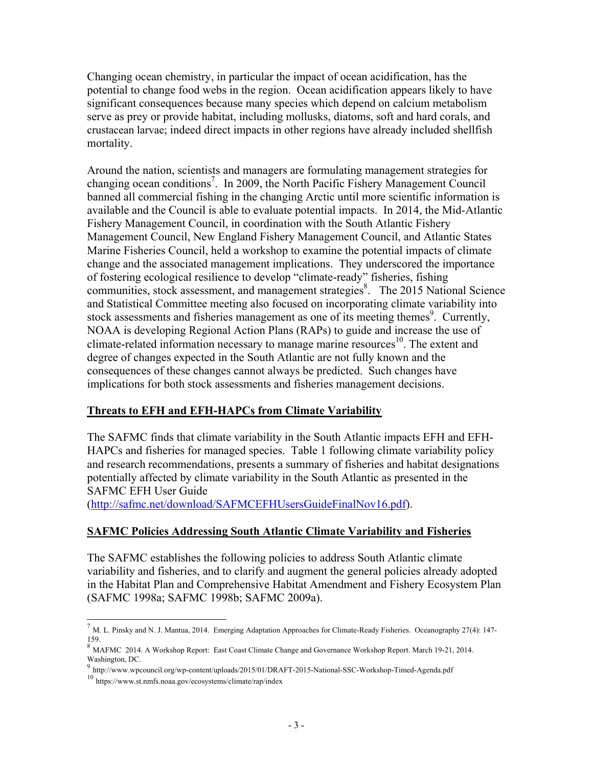Changing ocean chemistry, in particular the impact of ocean acidification, has the potential to change food webs in the region. Ocean acidification appears likely to have significant consequences because many species which depend on calcium metabolism serve as prey or provide habitat, including mollusks, diatoms, soft and hard corals, and crustacean larvae; indeed direct impacts in other regions have already included shellfish mortality.

Around the nation, scientists and managers are formulating management strategies for changing ocean conditions[7]. In 2009, the North Pacific Fishery Management Council banned all commercial fishing in the changing Arctic until more scientific information is available and the Council is able to evaluate potential impacts. In 2014, the Mid-Atlantic Fishery Management Council, in coordination with the South Atlantic Fishery Management Council, New England Fishery Management Council, and Atlantic States Marine Fisheries Council, held a workshop to examine the potential impacts of climate change and the associated management implications. They underscored the importance of fostering ecological resilience to develop "climate-ready" fisheries, fishing communities, stock assessment, and management strategies[8]. The 2015 National Science and Statistical Committee meeting also focused on incorporating climate variability into stock assessments and fisheries management as one of its meeting themes[9]. Currently, NOAA is developing Regional Action Plans (RAPs) to guide and increase the use of climate-related information necessary to manage marine resources[10]. The extent and degree of changes expected in the South Atlantic are not fully known and the consequences of these changes cannot always be predicted. Such changes have implications for both stock assessments and fisheries management decisions.

## Threats to EFH and EFH-HAPCs from Climate Variability

The SAFMC finds that climate variability in the South Atlantic impacts EFH and EFH-HAPCs and fisheries for managed species. Table 1 following climate variability policy and research recommendations, presents a summary of fisheries and habitat designations potentially affected by climate variability in the South Atlantic as presented in the SAFMC EFH User Guide (http://safmc.net/download/SAFMCEFHUsersGuideFinalNov16.pdf).

## SAFMC Policies Addressing South Atlantic Climate Variability and Fisheries

The SAFMC establishes the following policies to address South Atlantic climate variability and fisheries, and to clarify and augment the general policies already adopted in the Habitat Plan and Comprehensive Habitat Amendment and Fishery Ecosystem Plan (SAFMC 1998a; SAFMC 1998b; SAFMC 2009a).

---

[7] M. L. Pinsky and N. J. Mantua, 2014. Emerging Adaptation Approaches for Climate-Ready Fisheries. Oceanography 27(4): 147-159.

[8] MAFMC 2014. A Workshop Report: East Coast Climate Change and Governance Workshop Report. March 19-21, 2014. Washington, DC.

[9] http://www.wpcouncil.org/wp-content/uploads/2015/01/DRAFT-2015-National-SSC-Workshop-Timed-Agenda.pdf

[10] https://www.st.nmfs.noaa.gov/ecosystems/climate/rap/index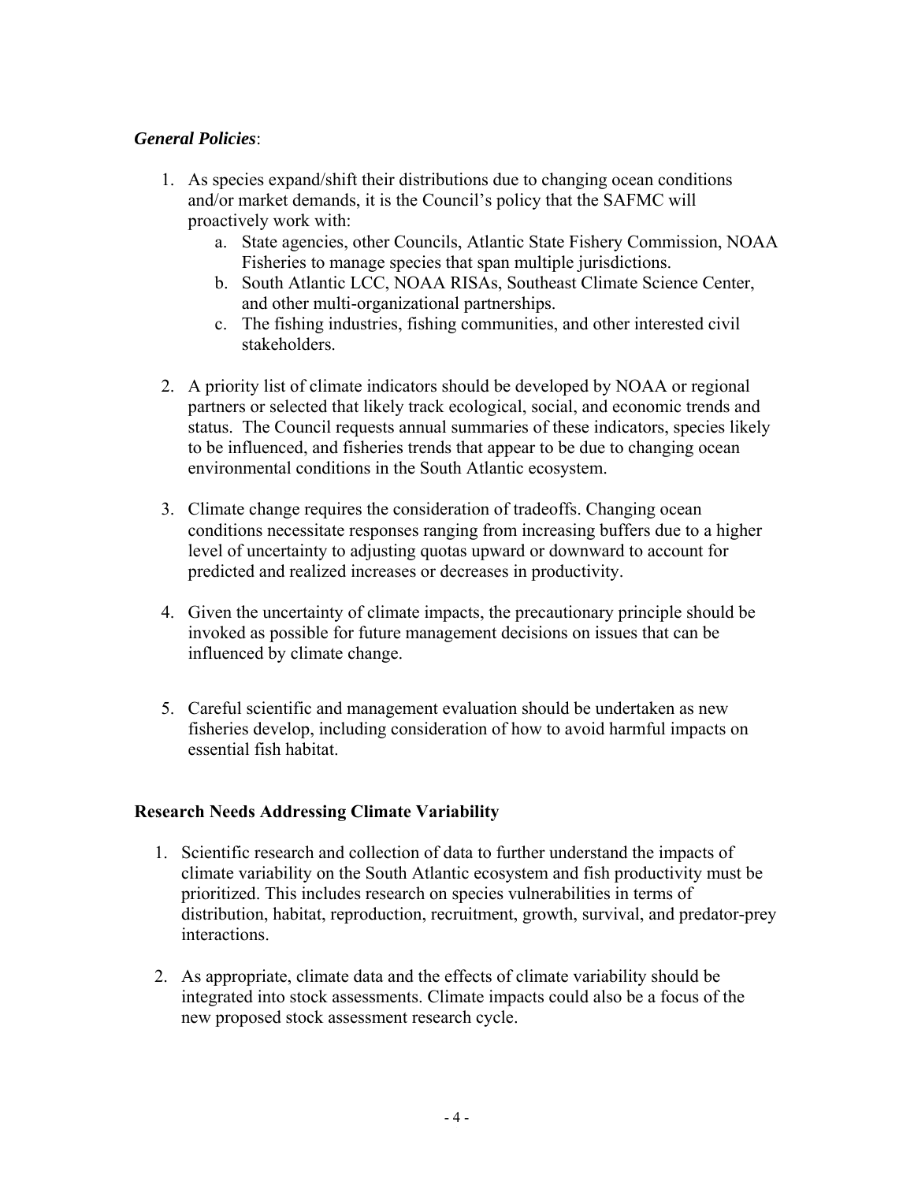***General Policies***:

1. As species expand/shift their distributions due to changing ocean conditions and/or market demands, it is the Council's policy that the SAFMC will proactively work with:
   a. State agencies, other Councils, Atlantic State Fishery Commission, NOAA Fisheries to manage species that span multiple jurisdictions.
   b. South Atlantic LCC, NOAA RISAs, Southeast Climate Science Center, and other multi-organizational partnerships.
   c. The fishing industries, fishing communities, and other interested civil stakeholders.

2. A priority list of climate indicators should be developed by NOAA or regional partners or selected that likely track ecological, social, and economic trends and status. The Council requests annual summaries of these indicators, species likely to be influenced, and fisheries trends that appear to be due to changing ocean environmental conditions in the South Atlantic ecosystem.

3. Climate change requires the consideration of tradeoffs. Changing ocean conditions necessitate responses ranging from increasing buffers due to a higher level of uncertainty to adjusting quotas upward or downward to account for predicted and realized increases or decreases in productivity.

4. Given the uncertainty of climate impacts, the precautionary principle should be invoked as possible for future management decisions on issues that can be influenced by climate change.

5. Careful scientific and management evaluation should be undertaken as new fisheries develop, including consideration of how to avoid harmful impacts on essential fish habitat.

**Research Needs Addressing Climate Variability**

1. Scientific research and collection of data to further understand the impacts of climate variability on the South Atlantic ecosystem and fish productivity must be prioritized. This includes research on species vulnerabilities in terms of distribution, habitat, reproduction, recruitment, growth, survival, and predator-prey interactions.

2. As appropriate, climate data and the effects of climate variability should be integrated into stock assessments. Climate impacts could also be a focus of the new proposed stock assessment research cycle.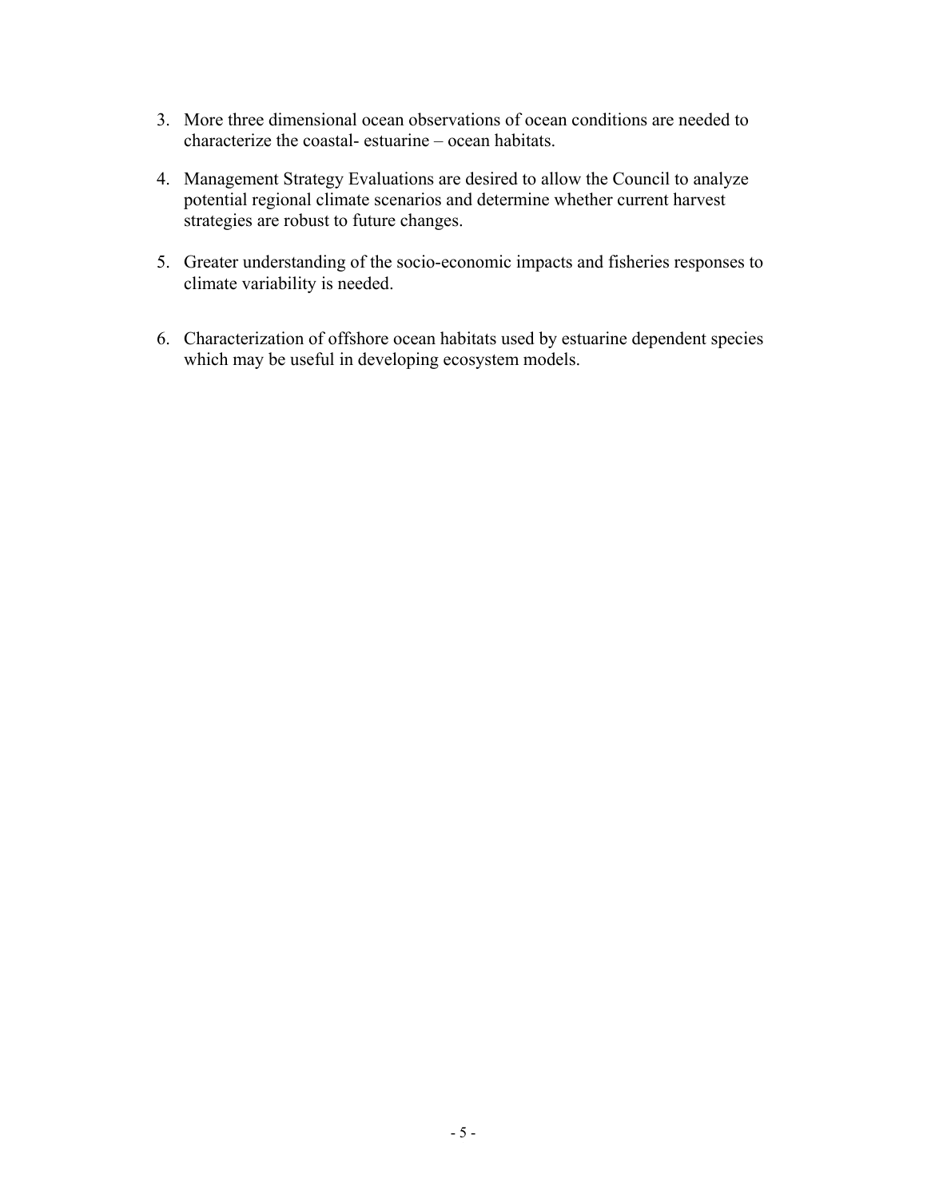3. More three dimensional ocean observations of ocean conditions are needed to characterize the coastal- estuarine – ocean habitats.

4. Management Strategy Evaluations are desired to allow the Council to analyze potential regional climate scenarios and determine whether current harvest strategies are robust to future changes.

5. Greater understanding of the socio-economic impacts and fisheries responses to climate variability is needed.

6. Characterization of offshore ocean habitats used by estuarine dependent species which may be useful in developing ecosystem models.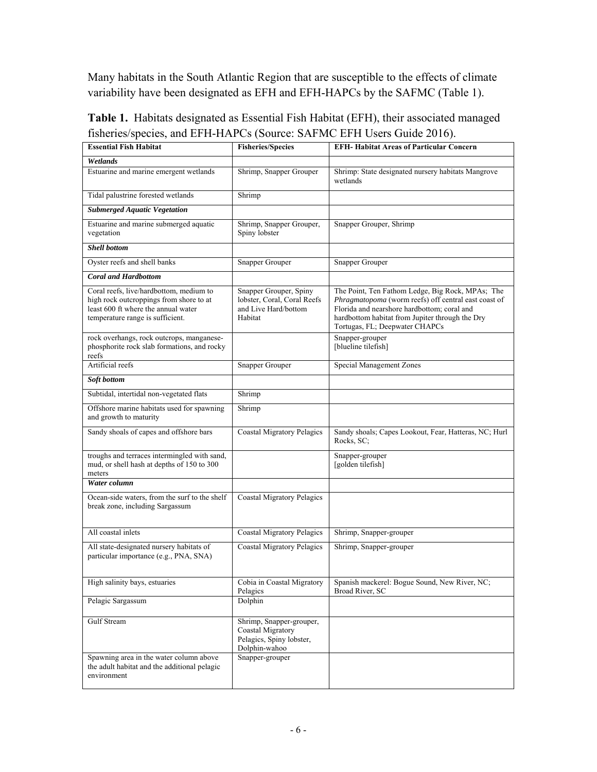Many habitats in the South Atlantic Region that are susceptible to the effects of climate variability have been designated as EFH and EFH-HAPCs by the SAFMC (Table 1).

**Table 1.** Habitats designated as Essential Fish Habitat (EFH), their associated managed fisheries/species, and EFH-HAPCs (Source: SAFMC EFH Users Guide 2016).

| Essential Fish Habitat | Fisheries/Species | EFH- Habitat Areas of Particular Concern |
|---|---|---|
| ***Wetlands*** | | |
| Estuarine and marine emergent wetlands | Shrimp, Snapper Grouper | Shrimp: State designated nursery habitats Mangrove wetlands |
| Tidal palustrine forested wetlands | Shrimp | |
| ***Submerged Aquatic Vegetation*** | | |
| Estuarine and marine submerged aquatic vegetation | Shrimp, Snapper Grouper, Spiny lobster | Snapper Grouper, Shrimp |
| ***Shell bottom*** | | |
| Oyster reefs and shell banks | Snapper Grouper | Snapper Grouper |
| ***Coral and Hardbottom*** | | |
| Coral reefs, live/hardbottom, medium to high rock outcroppings from shore to at least 600 ft where the annual water temperature range is sufficient. | Snapper Grouper, Spiny lobster, Coral, Coral Reefs and Live Hard/bottom Habitat | The Point, Ten Fathom Ledge, Big Rock, MPAs; The *Phragmatopoma* (worm reefs) off central east coast of Florida and nearshore hardbottom; coral and hardbottom habitat from Jupiter through the Dry Tortugas, FL; Deepwater CHAPCs |
| rock overhangs, rock outcrops, manganese-phosphorite rock slab formations, and rocky reefs | | Snapper-grouper [blueline tilefish] |
| Artificial reefs | Snapper Grouper | Special Management Zones |
| ***Soft bottom*** | | |
| Subtidal, intertidal non-vegetated flats | Shrimp | |
| Offshore marine habitats used for spawning and growth to maturity | Shrimp | |
| Sandy shoals of capes and offshore bars | Coastal Migratory Pelagics | Sandy shoals; Capes Lookout, Fear, Hatteras, NC; Hurl Rocks, SC; |
| troughs and terraces intermingled with sand, mud, or shell hash at depths of 150 to 300 meters | | Snapper-grouper [golden tilefish] |
| ***Water column*** | | |
| Ocean-side waters, from the surf to the shelf break zone, including Sargassum | Coastal Migratory Pelagics | |
| All coastal inlets | Coastal Migratory Pelagics | Shrimp, Snapper-grouper |
| All state-designated nursery habitats of particular importance (e.g., PNA, SNA) | Coastal Migratory Pelagics | Shrimp, Snapper-grouper |
| High salinity bays, estuaries | Cobia in Coastal Migratory Pelagics | Spanish mackerel: Bogue Sound, New River, NC; Broad River, SC |
| Pelagic Sargassum | Dolphin | |
| Gulf Stream | Shrimp, Snapper-grouper, Coastal Migratory Pelagics, Spiny lobster, Dolphin-wahoo | |
| Spawning area in the water column above the adult habitat and the additional pelagic environment | Snapper-grouper | |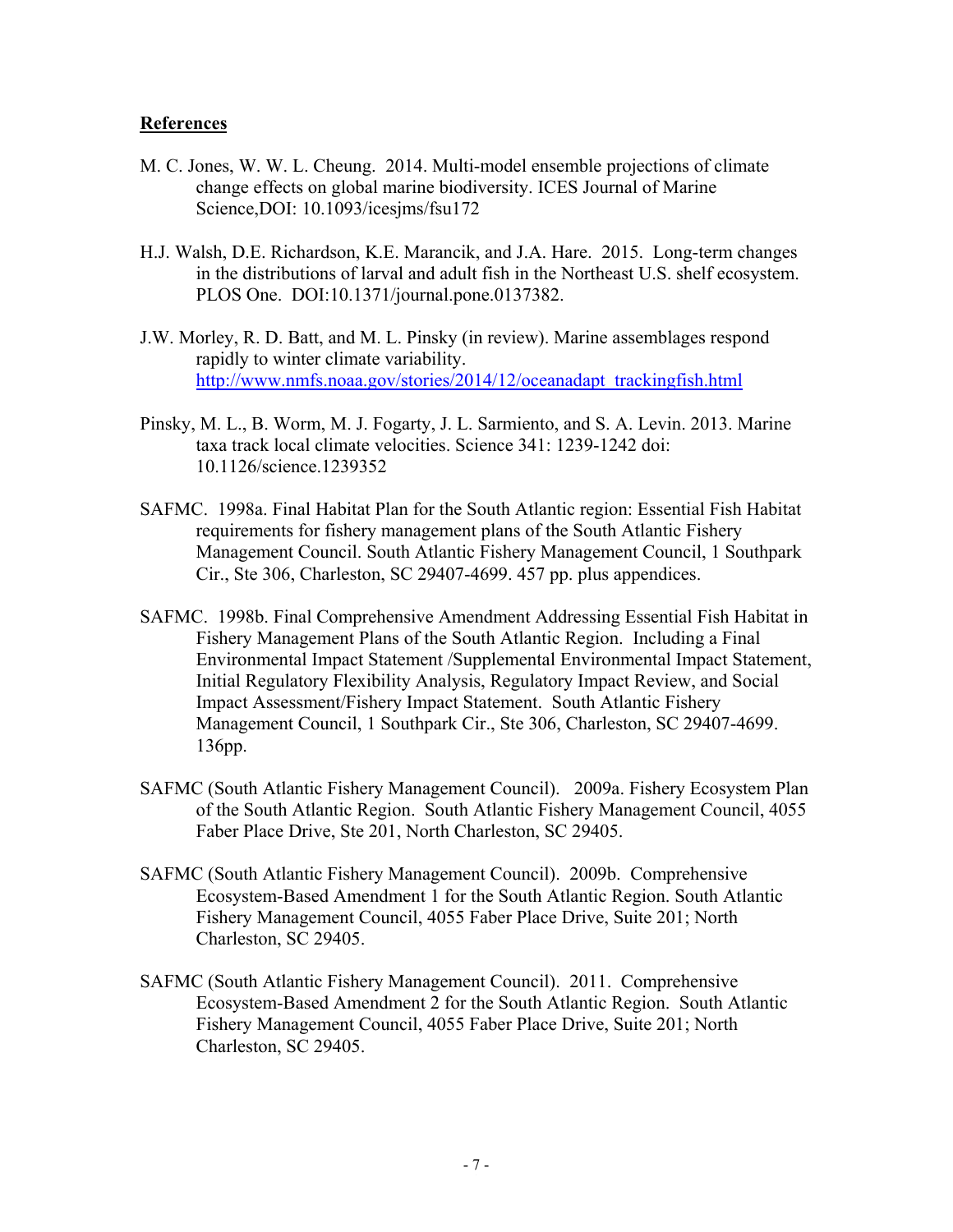## References

M. C. Jones, W. W. L. Cheung. 2014. Multi-model ensemble projections of climate change effects on global marine biodiversity. ICES Journal of Marine Science,DOI: 10.1093/icesjms/fsu172

H.J. Walsh, D.E. Richardson, K.E. Marancik, and J.A. Hare. 2015. Long-term changes in the distributions of larval and adult fish in the Northeast U.S. shelf ecosystem. PLOS One. DOI:10.1371/journal.pone.0137382.

J.W. Morley, R. D. Batt, and M. L. Pinsky (in review). Marine assemblages respond rapidly to winter climate variability. http://www.nmfs.noaa.gov/stories/2014/12/oceanadapt_trackingfish.html

Pinsky, M. L., B. Worm, M. J. Fogarty, J. L. Sarmiento, and S. A. Levin. 2013. Marine taxa track local climate velocities. Science 341: 1239-1242 doi: 10.1126/science.1239352

SAFMC. 1998a. Final Habitat Plan for the South Atlantic region: Essential Fish Habitat requirements for fishery management plans of the South Atlantic Fishery Management Council. South Atlantic Fishery Management Council, 1 Southpark Cir., Ste 306, Charleston, SC 29407-4699. 457 pp. plus appendices.

SAFMC. 1998b. Final Comprehensive Amendment Addressing Essential Fish Habitat in Fishery Management Plans of the South Atlantic Region. Including a Final Environmental Impact Statement /Supplemental Environmental Impact Statement, Initial Regulatory Flexibility Analysis, Regulatory Impact Review, and Social Impact Assessment/Fishery Impact Statement. South Atlantic Fishery Management Council, 1 Southpark Cir., Ste 306, Charleston, SC 29407-4699. 136pp.

SAFMC (South Atlantic Fishery Management Council). 2009a. Fishery Ecosystem Plan of the South Atlantic Region. South Atlantic Fishery Management Council, 4055 Faber Place Drive, Ste 201, North Charleston, SC 29405.

SAFMC (South Atlantic Fishery Management Council). 2009b. Comprehensive Ecosystem-Based Amendment 1 for the South Atlantic Region. South Atlantic Fishery Management Council, 4055 Faber Place Drive, Suite 201; North Charleston, SC 29405.

SAFMC (South Atlantic Fishery Management Council). 2011. Comprehensive Ecosystem-Based Amendment 2 for the South Atlantic Region. South Atlantic Fishery Management Council, 4055 Faber Place Drive, Suite 201; North Charleston, SC 29405.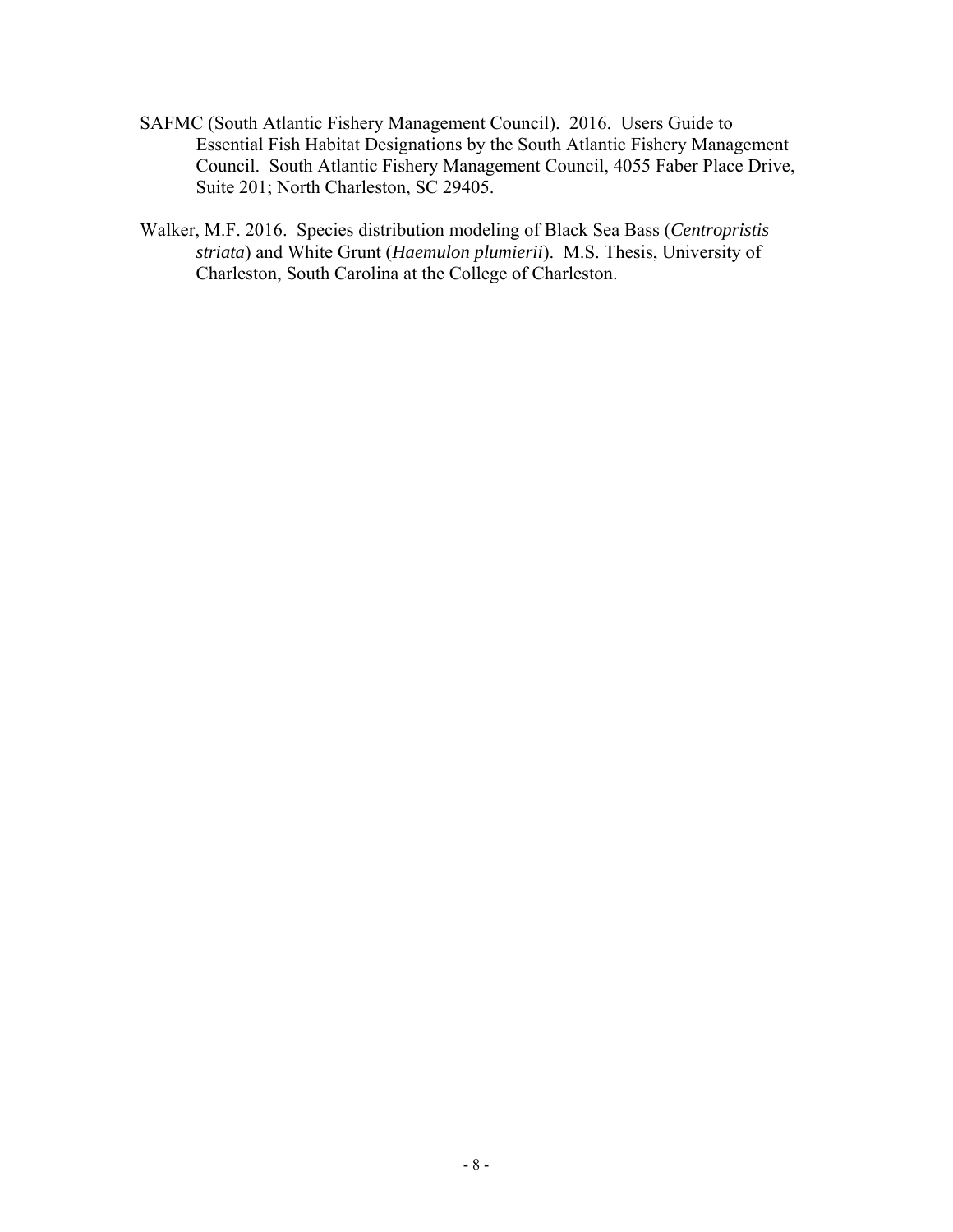SAFMC (South Atlantic Fishery Management Council). 2016. Users Guide to Essential Fish Habitat Designations by the South Atlantic Fishery Management Council. South Atlantic Fishery Management Council, 4055 Faber Place Drive, Suite 201; North Charleston, SC 29405.

Walker, M.F. 2016. Species distribution modeling of Black Sea Bass (*Centropristis striata*) and White Grunt (*Haemulon plumierii*). M.S. Thesis, University of Charleston, South Carolina at the College of Charleston.